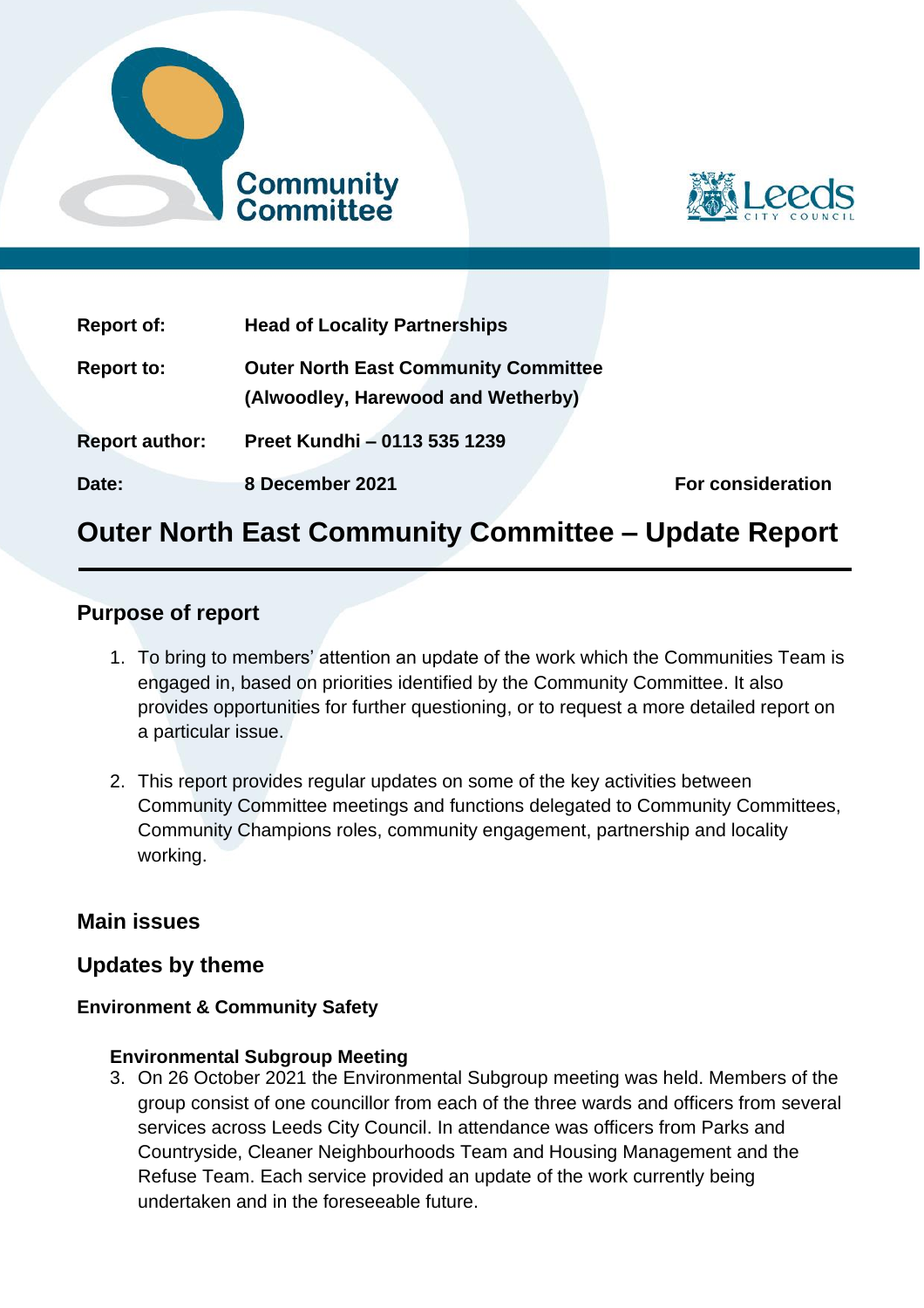Community Committee

Leeds City Council

| | | |
|---|---|---|
| **Report of:** | **Head of Locality Partnerships** | |
| **Report to:** | **Outer North East Community Committee (Alwoodley, Harewood and Wetherby)** | |
| **Report author:** | **Preet Kundhi – 0113 535 1239** | |
| **Date:** | **8 December 2021** | **For consideration** |

# Outer North East Community Committee – Update Report

## Purpose of report

1. To bring to members' attention an update of the work which the Communities Team is engaged in, based on priorities identified by the Community Committee. It also provides opportunities for further questioning, or to request a more detailed report on a particular issue.

2. This report provides regular updates on some of the key activities between Community Committee meetings and functions delegated to Community Committees, Community Champions roles, community engagement, partnership and locality working.

## Main issues

## Updates by theme

### Environment & Community Safety

#### Environmental Subgroup Meeting

3. On 26 October 2021 the Environmental Subgroup meeting was held. Members of the group consist of one councillor from each of the three wards and officers from several services across Leeds City Council. In attendance was officers from Parks and Countryside, Cleaner Neighbourhoods Team and Housing Management and the Refuse Team. Each service provided an update of the work currently being undertaken and in the foreseeable future.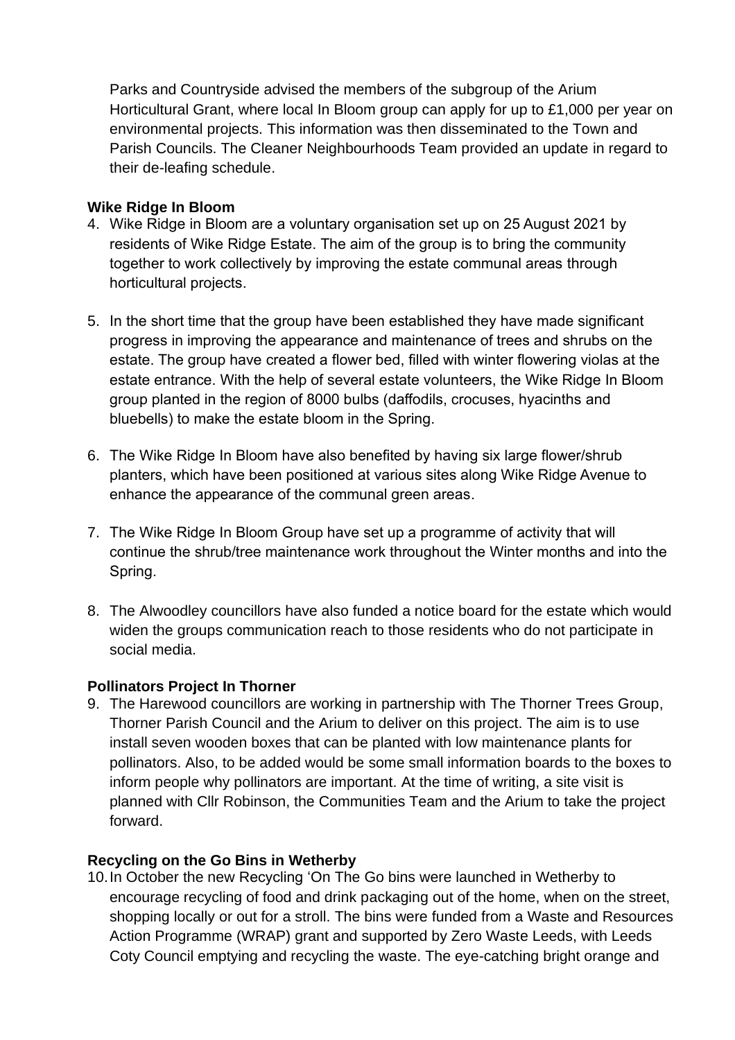Parks and Countryside advised the members of the subgroup of the Arium Horticultural Grant, where local In Bloom group can apply for up to £1,000 per year on environmental projects. This information was then disseminated to the Town and Parish Councils. The Cleaner Neighbourhoods Team provided an update in regard to their de-leafing schedule.

**Wike Ridge In Bloom**

4. Wike Ridge in Bloom are a voluntary organisation set up on 25 August 2021 by residents of Wike Ridge Estate. The aim of the group is to bring the community together to work collectively by improving the estate communal areas through horticultural projects.

5. In the short time that the group have been established they have made significant progress in improving the appearance and maintenance of trees and shrubs on the estate. The group have created a flower bed, filled with winter flowering violas at the estate entrance. With the help of several estate volunteers, the Wike Ridge In Bloom group planted in the region of 8000 bulbs (daffodils, crocuses, hyacinths and bluebells) to make the estate bloom in the Spring.

6. The Wike Ridge In Bloom have also benefited by having six large flower/shrub planters, which have been positioned at various sites along Wike Ridge Avenue to enhance the appearance of the communal green areas.

7. The Wike Ridge In Bloom Group have set up a programme of activity that will continue the shrub/tree maintenance work throughout the Winter months and into the Spring.

8. The Alwoodley councillors have also funded a notice board for the estate which would widen the groups communication reach to those residents who do not participate in social media.

**Pollinators Project In Thorner**

9. The Harewood councillors are working in partnership with The Thorner Trees Group, Thorner Parish Council and the Arium to deliver on this project. The aim is to use install seven wooden boxes that can be planted with low maintenance plants for pollinators. Also, to be added would be some small information boards to the boxes to inform people why pollinators are important. At the time of writing, a site visit is planned with Cllr Robinson, the Communities Team and the Arium to take the project forward.

**Recycling on the Go Bins in Wetherby**

10. In October the new Recycling 'On The Go bins were launched in Wetherby to encourage recycling of food and drink packaging out of the home, when on the street, shopping locally or out for a stroll. The bins were funded from a Waste and Resources Action Programme (WRAP) grant and supported by Zero Waste Leeds, with Leeds Coty Council emptying and recycling the waste. The eye-catching bright orange and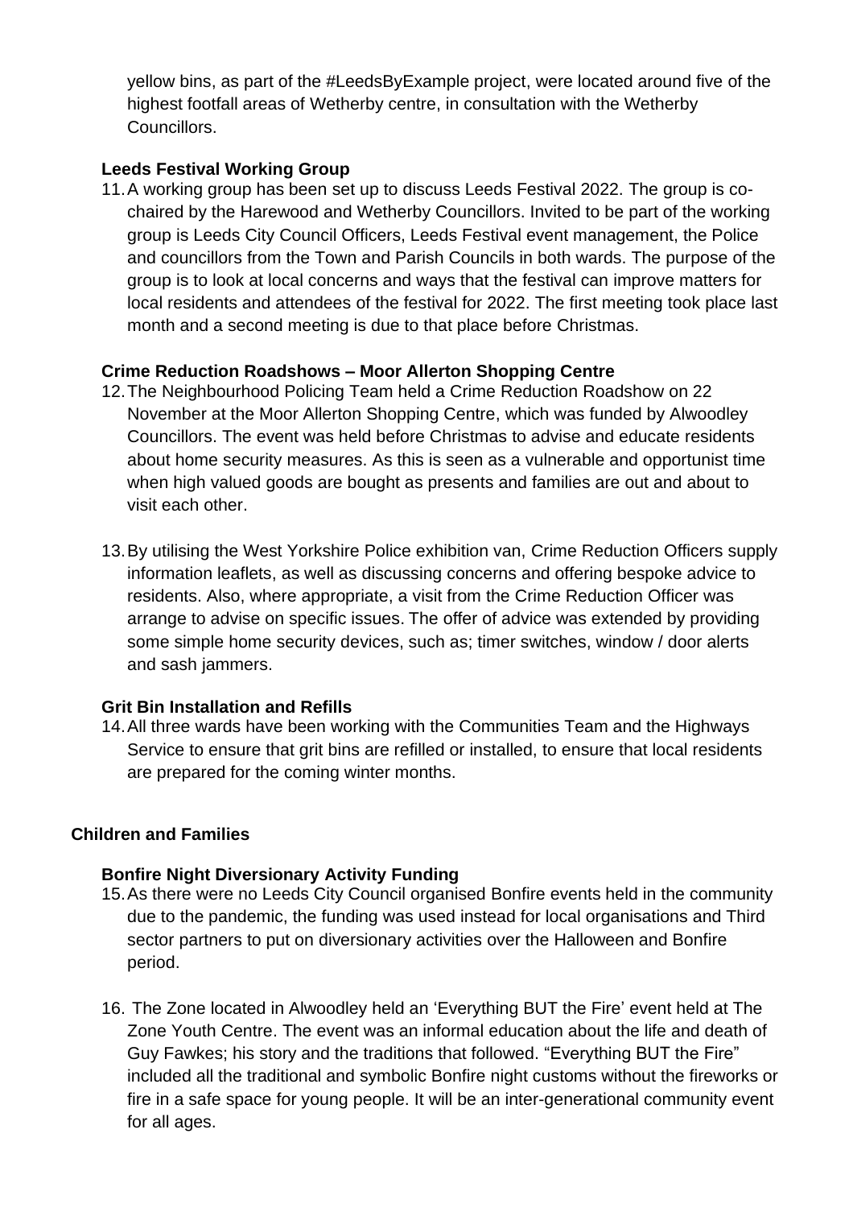yellow bins, as part of the #LeedsByExample project, were located around five of the highest footfall areas of Wetherby centre, in consultation with the Wetherby Councillors.

### Leeds Festival Working Group

11. A working group has been set up to discuss Leeds Festival 2022. The group is co-chaired by the Harewood and Wetherby Councillors. Invited to be part of the working group is Leeds City Council Officers, Leeds Festival event management, the Police and councillors from the Town and Parish Councils in both wards. The purpose of the group is to look at local concerns and ways that the festival can improve matters for local residents and attendees of the festival for 2022. The first meeting took place last month and a second meeting is due to that place before Christmas.

### Crime Reduction Roadshows – Moor Allerton Shopping Centre

12. The Neighbourhood Policing Team held a Crime Reduction Roadshow on 22 November at the Moor Allerton Shopping Centre, which was funded by Alwoodley Councillors. The event was held before Christmas to advise and educate residents about home security measures. As this is seen as a vulnerable and opportunist time when high valued goods are bought as presents and families are out and about to visit each other.

13. By utilising the West Yorkshire Police exhibition van, Crime Reduction Officers supply information leaflets, as well as discussing concerns and offering bespoke advice to residents. Also, where appropriate, a visit from the Crime Reduction Officer was arrange to advise on specific issues. The offer of advice was extended by providing some simple home security devices, such as; timer switches, window / door alerts and sash jammers.

### Grit Bin Installation and Refills

14. All three wards have been working with the Communities Team and the Highways Service to ensure that grit bins are refilled or installed, to ensure that local residents are prepared for the coming winter months.

## Children and Families

### Bonfire Night Diversionary Activity Funding

15. As there were no Leeds City Council organised Bonfire events held in the community due to the pandemic, the funding was used instead for local organisations and Third sector partners to put on diversionary activities over the Halloween and Bonfire period.

16. The Zone located in Alwoodley held an 'Everything BUT the Fire' event held at The Zone Youth Centre. The event was an informal education about the life and death of Guy Fawkes; his story and the traditions that followed. "Everything BUT the Fire" included all the traditional and symbolic Bonfire night customs without the fireworks or fire in a safe space for young people. It will be an inter-generational community event for all ages.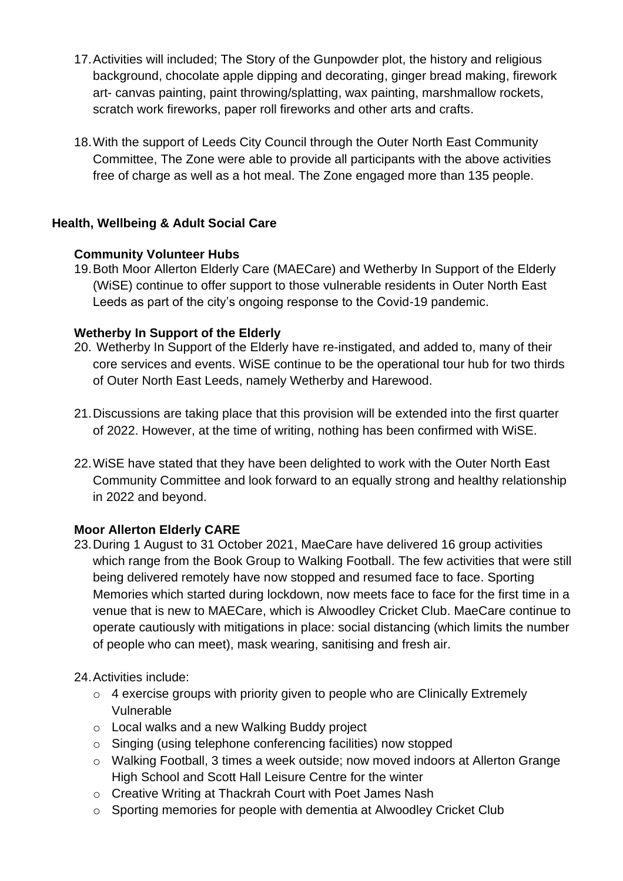17. Activities will included; The Story of the Gunpowder plot, the history and religious background, chocolate apple dipping and decorating, ginger bread making, firework art- canvas painting, paint throwing/splatting, wax painting, marshmallow rockets, scratch work fireworks, paper roll fireworks and other arts and crafts.

18. With the support of Leeds City Council through the Outer North East Community Committee, The Zone were able to provide all participants with the above activities free of charge as well as a hot meal. The Zone engaged more than 135 people.

### Health, Wellbeing & Adult Social Care

#### Community Volunteer Hubs

19. Both Moor Allerton Elderly Care (MAECare) and Wetherby In Support of the Elderly (WiSE) continue to offer support to those vulnerable residents in Outer North East Leeds as part of the city's ongoing response to the Covid-19 pandemic.

#### Wetherby In Support of the Elderly

20. Wetherby In Support of the Elderly have re-instigated, and added to, many of their core services and events. WiSE continue to be the operational tour hub for two thirds of Outer North East Leeds, namely Wetherby and Harewood.

21. Discussions are taking place that this provision will be extended into the first quarter of 2022. However, at the time of writing, nothing has been confirmed with WiSE.

22. WiSE have stated that they have been delighted to work with the Outer North East Community Committee and look forward to an equally strong and healthy relationship in 2022 and beyond.

#### Moor Allerton Elderly CARE

23. During 1 August to 31 October 2021, MaeCare have delivered 16 group activities which range from the Book Group to Walking Football. The few activities that were still being delivered remotely have now stopped and resumed face to face. Sporting Memories which started during lockdown, now meets face to face for the first time in a venue that is new to MAECare, which is Alwoodley Cricket Club. MaeCare continue to operate cautiously with mitigations in place: social distancing (which limits the number of people who can meet), mask wearing, sanitising and fresh air.

24. Activities include:
    - 4 exercise groups with priority given to people who are Clinically Extremely Vulnerable
    - Local walks and a new Walking Buddy project
    - Singing (using telephone conferencing facilities) now stopped
    - Walking Football, 3 times a week outside; now moved indoors at Allerton Grange High School and Scott Hall Leisure Centre for the winter
    - Creative Writing at Thackrah Court with Poet James Nash
    - Sporting memories for people with dementia at Alwoodley Cricket Club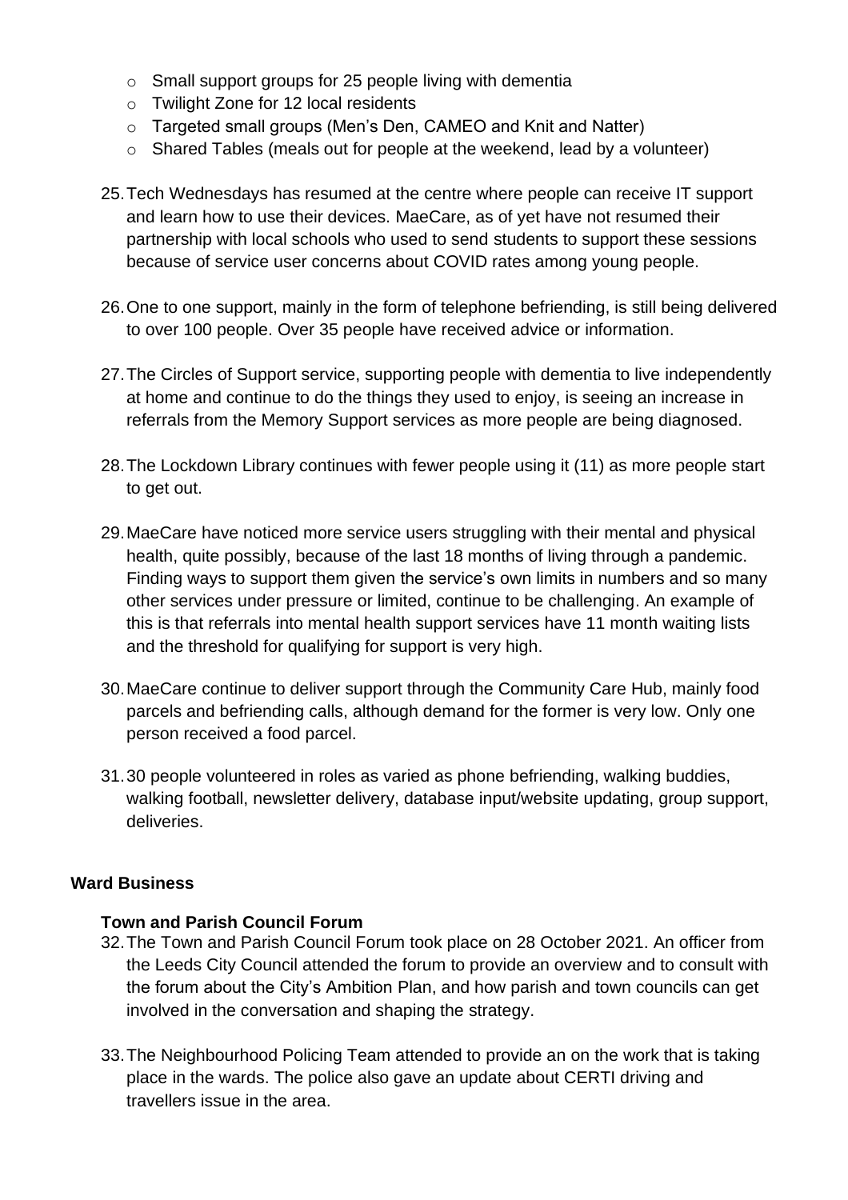- Small support groups for 25 people living with dementia
- Twilight Zone for 12 local residents
- Targeted small groups (Men's Den, CAMEO and Knit and Natter)
- Shared Tables (meals out for people at the weekend, lead by a volunteer)

25. Tech Wednesdays has resumed at the centre where people can receive IT support and learn how to use their devices. MaeCare, as of yet have not resumed their partnership with local schools who used to send students to support these sessions because of service user concerns about COVID rates among young people.

26. One to one support, mainly in the form of telephone befriending, is still being delivered to over 100 people. Over 35 people have received advice or information.

27. The Circles of Support service, supporting people with dementia to live independently at home and continue to do the things they used to enjoy, is seeing an increase in referrals from the Memory Support services as more people are being diagnosed.

28. The Lockdown Library continues with fewer people using it (11) as more people start to get out.

29. MaeCare have noticed more service users struggling with their mental and physical health, quite possibly, because of the last 18 months of living through a pandemic. Finding ways to support them given the service's own limits in numbers and so many other services under pressure or limited, continue to be challenging. An example of this is that referrals into mental health support services have 11 month waiting lists and the threshold for qualifying for support is very high.

30. MaeCare continue to deliver support through the Community Care Hub, mainly food parcels and befriending calls, although demand for the former is very low. Only one person received a food parcel.

31. 30 people volunteered in roles as varied as phone befriending, walking buddies, walking football, newsletter delivery, database input/website updating, group support, deliveries.

## Ward Business

### Town and Parish Council Forum

32. The Town and Parish Council Forum took place on 28 October 2021. An officer from the Leeds City Council attended the forum to provide an overview and to consult with the forum about the City's Ambition Plan, and how parish and town councils can get involved in the conversation and shaping the strategy.

33. The Neighbourhood Policing Team attended to provide an on the work that is taking place in the wards. The police also gave an update about CERTI driving and travellers issue in the area.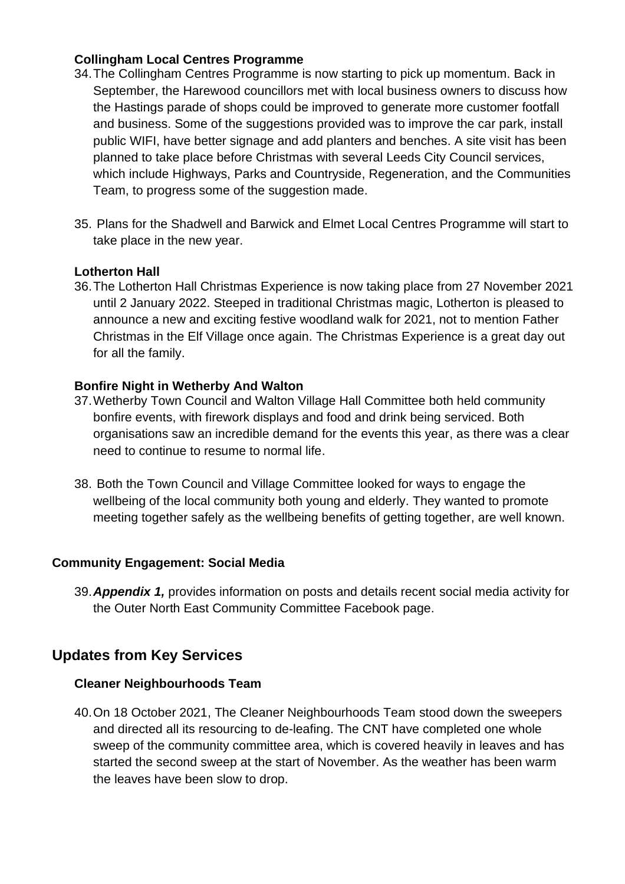### Collingham Local Centres Programme

34. The Collingham Centres Programme is now starting to pick up momentum. Back in September, the Harewood councillors met with local business owners to discuss how the Hastings parade of shops could be improved to generate more customer footfall and business. Some of the suggestions provided was to improve the car park, install public WIFI, have better signage and add planters and benches. A site visit has been planned to take place before Christmas with several Leeds City Council services, which include Highways, Parks and Countryside, Regeneration, and the Communities Team, to progress some of the suggestion made.

35. Plans for the Shadwell and Barwick and Elmet Local Centres Programme will start to take place in the new year.

### Lotherton Hall

36. The Lotherton Hall Christmas Experience is now taking place from 27 November 2021 until 2 January 2022. Steeped in traditional Christmas magic, Lotherton is pleased to announce a new and exciting festive woodland walk for 2021, not to mention Father Christmas in the Elf Village once again. The Christmas Experience is a great day out for all the family.

### Bonfire Night in Wetherby And Walton

37. Wetherby Town Council and Walton Village Hall Committee both held community bonfire events, with firework displays and food and drink being serviced. Both organisations saw an incredible demand for the events this year, as there was a clear need to continue to resume to normal life.

38. Both the Town Council and Village Committee looked for ways to engage the wellbeing of the local community both young and elderly. They wanted to promote meeting together safely as the wellbeing benefits of getting together, are well known.

### Community Engagement: Social Media

39. ***Appendix 1,*** provides information on posts and details recent social media activity for the Outer North East Community Committee Facebook page.

## Updates from Key Services

### Cleaner Neighbourhoods Team

40. On 18 October 2021, The Cleaner Neighbourhoods Team stood down the sweepers and directed all its resourcing to de-leafing. The CNT have completed one whole sweep of the community committee area, which is covered heavily in leaves and has started the second sweep at the start of November. As the weather has been warm the leaves have been slow to drop.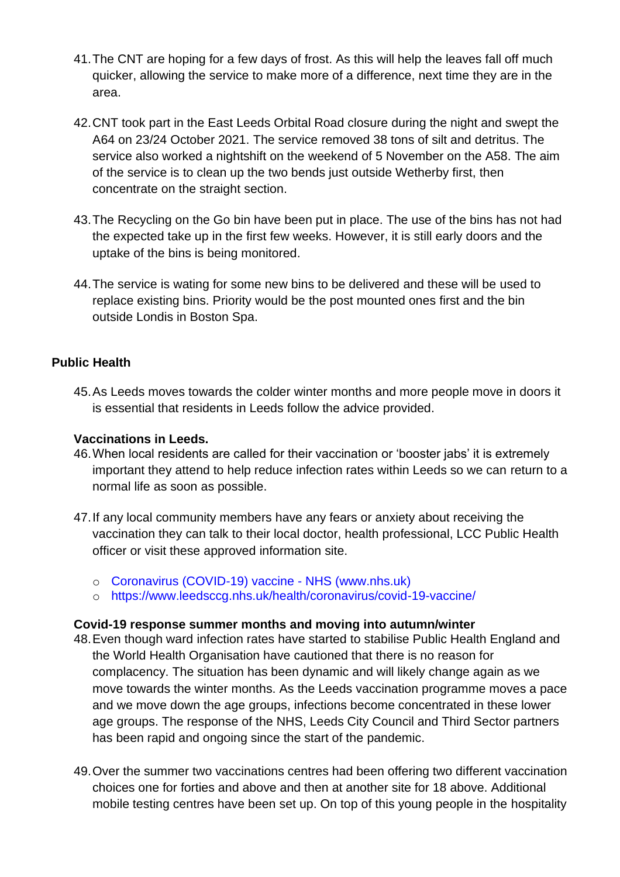41. The CNT are hoping for a few days of frost. As this will help the leaves fall off much quicker, allowing the service to make more of a difference, next time they are in the area.

42. CNT took part in the East Leeds Orbital Road closure during the night and swept the A64 on 23/24 October 2021. The service removed 38 tons of silt and detritus. The service also worked a nightshift on the weekend of 5 November on the A58. The aim of the service is to clean up the two bends just outside Wetherby first, then concentrate on the straight section.

43. The Recycling on the Go bin have been put in place. The use of the bins has not had the expected take up in the first few weeks. However, it is still early doors and the uptake of the bins is being monitored.

44. The service is wating for some new bins to be delivered and these will be used to replace existing bins. Priority would be the post mounted ones first and the bin outside Londis in Boston Spa.

## Public Health

45. As Leeds moves towards the colder winter months and more people move in doors it is essential that residents in Leeds follow the advice provided.

### Vaccinations in Leeds.

46. When local residents are called for their vaccination or 'booster jabs' it is extremely important they attend to help reduce infection rates within Leeds so we can return to a normal life as soon as possible.

47. If any local community members have any fears or anxiety about receiving the vaccination they can talk to their local doctor, health professional, LCC Public Health officer or visit these approved information site.

    - Coronavirus (COVID-19) vaccine - NHS (www.nhs.uk)
    - https://www.leedsccg.nhs.uk/health/coronavirus/covid-19-vaccine/

### Covid-19 response summer months and moving into autumn/winter

48. Even though ward infection rates have started to stabilise Public Health England and the World Health Organisation have cautioned that there is no reason for complacency. The situation has been dynamic and will likely change again as we move towards the winter months. As the Leeds vaccination programme moves a pace and we move down the age groups, infections become concentrated in these lower age groups. The response of the NHS, Leeds City Council and Third Sector partners has been rapid and ongoing since the start of the pandemic.

49. Over the summer two vaccinations centres had been offering two different vaccination choices one for forties and above and then at another site for 18 above. Additional mobile testing centres have been set up. On top of this young people in the hospitality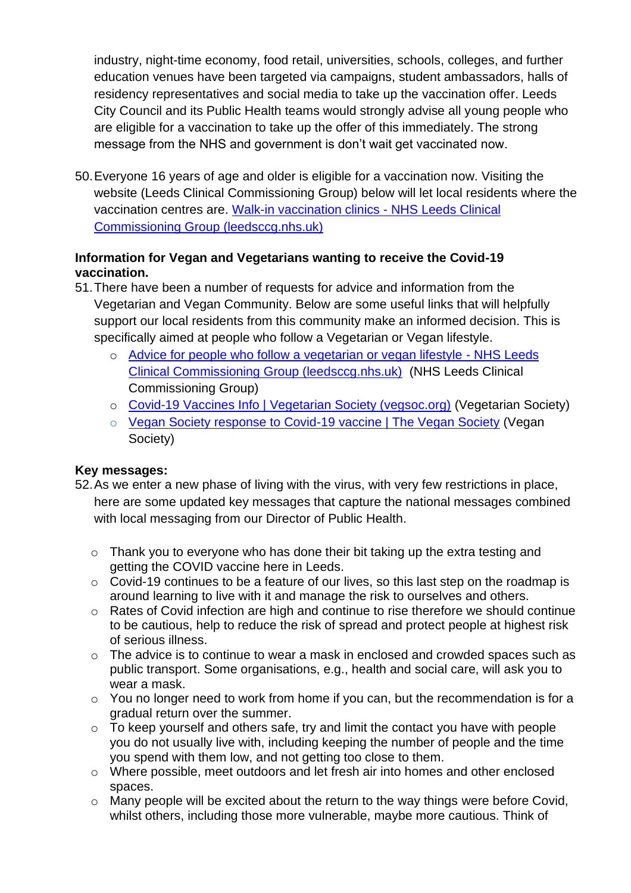industry, night-time economy, food retail, universities, schools, colleges, and further education venues have been targeted via campaigns, student ambassadors, halls of residency representatives and social media to take up the vaccination offer. Leeds City Council and its Public Health teams would strongly advise all young people who are eligible for a vaccination to take up the offer of this immediately. The strong message from the NHS and government is don't wait get vaccinated now.

50. Everyone 16 years of age and older is eligible for a vaccination now. Visiting the website (Leeds Clinical Commissioning Group) below will let local residents where the vaccination centres are. Walk-in vaccination clinics - NHS Leeds Clinical Commissioning Group (leedsccg.nhs.uk)

**Information for Vegan and Vegetarians wanting to receive the Covid-19 vaccination.**

51. There have been a number of requests for advice and information from the Vegetarian and Vegan Community. Below are some useful links that will helpfully support our local residents from this community make an informed decision. This is specifically aimed at people who follow a Vegetarian or Vegan lifestyle.
    - Advice for people who follow a vegetarian or vegan lifestyle - NHS Leeds Clinical Commissioning Group (leedsccg.nhs.uk) (NHS Leeds Clinical Commissioning Group)
    - Covid-19 Vaccines Info | Vegetarian Society (vegsoc.org) (Vegetarian Society)
    - Vegan Society response to Covid-19 vaccine | The Vegan Society (Vegan Society)

**Key messages:**

52. As we enter a new phase of living with the virus, with very few restrictions in place, here are some updated key messages that capture the national messages combined with local messaging from our Director of Public Health.

    - Thank you to everyone who has done their bit taking up the extra testing and getting the COVID vaccine here in Leeds.
    - Covid-19 continues to be a feature of our lives, so this last step on the roadmap is around learning to live with it and manage the risk to ourselves and others.
    - Rates of Covid infection are high and continue to rise therefore we should continue to be cautious, help to reduce the risk of spread and protect people at highest risk of serious illness.
    - The advice is to continue to wear a mask in enclosed and crowded spaces such as public transport. Some organisations, e.g., health and social care, will ask you to wear a mask.
    - You no longer need to work from home if you can, but the recommendation is for a gradual return over the summer.
    - To keep yourself and others safe, try and limit the contact you have with people you do not usually live with, including keeping the number of people and the time you spend with them low, and not getting too close to them.
    - Where possible, meet outdoors and let fresh air into homes and other enclosed spaces.
    - Many people will be excited about the return to the way things were before Covid, whilst others, including those more vulnerable, maybe more cautious. Think of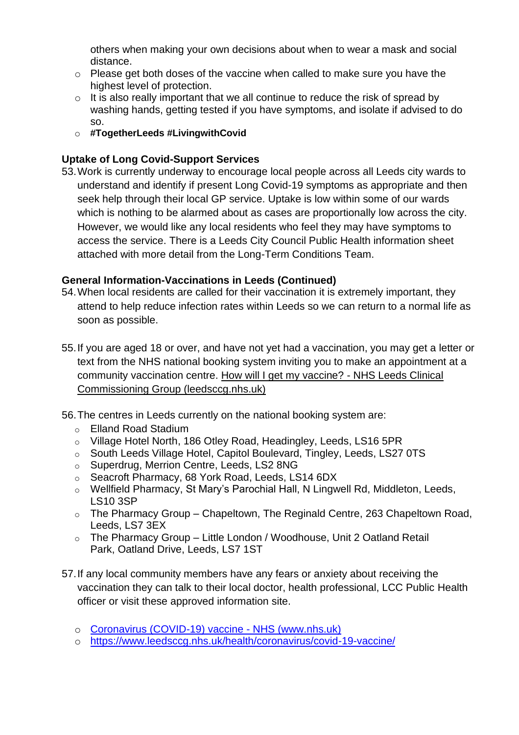others when making your own decisions about when to wear a mask and social distance.

- Please get both doses of the vaccine when called to make sure you have the highest level of protection.
- It is also really important that we all continue to reduce the risk of spread by washing hands, getting tested if you have symptoms, and isolate if advised to do so.
- **#TogetherLeeds #LivingwithCovid**

**Uptake of Long Covid-Support Services**

53. Work is currently underway to encourage local people across all Leeds city wards to understand and identify if present Long Covid-19 symptoms as appropriate and then seek help through their local GP service. Uptake is low within some of our wards which is nothing to be alarmed about as cases are proportionally low across the city. However, we would like any local residents who feel they may have symptoms to access the service. There is a Leeds City Council Public Health information sheet attached with more detail from the Long-Term Conditions Team.

**General Information-Vaccinations in Leeds (Continued)**

54. When local residents are called for their vaccination it is extremely important, they attend to help reduce infection rates within Leeds so we can return to a normal life as soon as possible.

55. If you are aged 18 or over, and have not yet had a vaccination, you may get a letter or text from the NHS national booking system inviting you to make an appointment at a community vaccination centre. How will I get my vaccine? - NHS Leeds Clinical Commissioning Group (leedsccg.nhs.uk)

56. The centres in Leeds currently on the national booking system are:
    - Elland Road Stadium
    - Village Hotel North, 186 Otley Road, Headingley, Leeds, LS16 5PR
    - South Leeds Village Hotel, Capitol Boulevard, Tingley, Leeds, LS27 0TS
    - Superdrug, Merrion Centre, Leeds, LS2 8NG
    - Seacroft Pharmacy, 68 York Road, Leeds, LS14 6DX
    - Wellfield Pharmacy, St Mary's Parochial Hall, N Lingwell Rd, Middleton, Leeds, LS10 3SP
    - The Pharmacy Group – Chapeltown, The Reginald Centre, 263 Chapeltown Road, Leeds, LS7 3EX
    - The Pharmacy Group – Little London / Woodhouse, Unit 2 Oatland Retail Park, Oatland Drive, Leeds, LS7 1ST

57. If any local community members have any fears or anxiety about receiving the vaccination they can talk to their local doctor, health professional, LCC Public Health officer or visit these approved information site.
    - Coronavirus (COVID-19) vaccine - NHS (www.nhs.uk)
    - https://www.leedsccg.nhs.uk/health/coronavirus/covid-19-vaccine/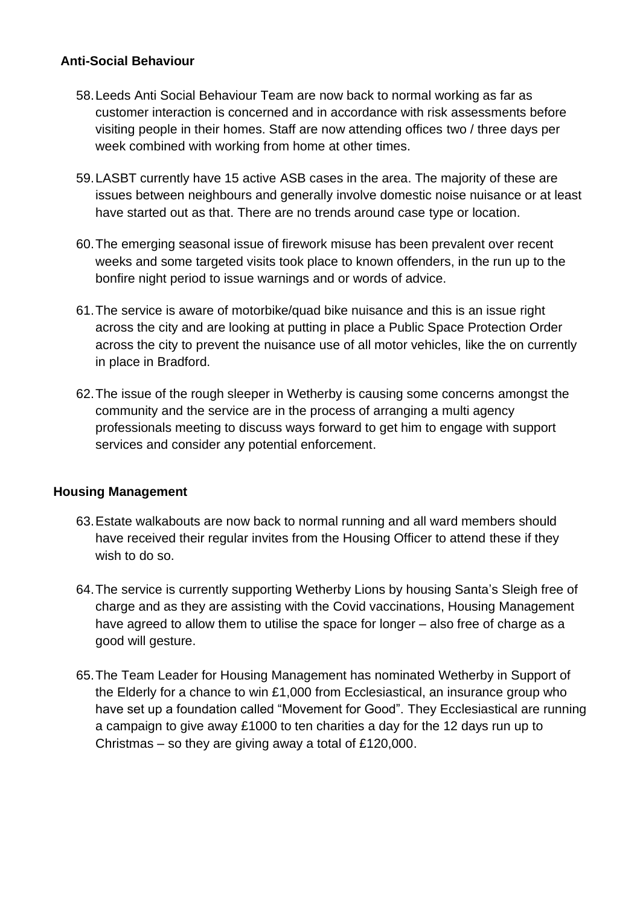**Anti-Social Behaviour**

58. Leeds Anti Social Behaviour Team are now back to normal working as far as customer interaction is concerned and in accordance with risk assessments before visiting people in their homes. Staff are now attending offices two / three days per week combined with working from home at other times.

59. LASBT currently have 15 active ASB cases in the area. The majority of these are issues between neighbours and generally involve domestic noise nuisance or at least have started out as that. There are no trends around case type or location.

60. The emerging seasonal issue of firework misuse has been prevalent over recent weeks and some targeted visits took place to known offenders, in the run up to the bonfire night period to issue warnings and or words of advice.

61. The service is aware of motorbike/quad bike nuisance and this is an issue right across the city and are looking at putting in place a Public Space Protection Order across the city to prevent the nuisance use of all motor vehicles, like the on currently in place in Bradford.

62. The issue of the rough sleeper in Wetherby is causing some concerns amongst the community and the service are in the process of arranging a multi agency professionals meeting to discuss ways forward to get him to engage with support services and consider any potential enforcement.

**Housing Management**

63. Estate walkabouts are now back to normal running and all ward members should have received their regular invites from the Housing Officer to attend these if they wish to do so.

64. The service is currently supporting Wetherby Lions by housing Santa's Sleigh free of charge and as they are assisting with the Covid vaccinations, Housing Management have agreed to allow them to utilise the space for longer – also free of charge as a good will gesture.

65. The Team Leader for Housing Management has nominated Wetherby in Support of the Elderly for a chance to win £1,000 from Ecclesiastical, an insurance group who have set up a foundation called "Movement for Good". They Ecclesiastical are running a campaign to give away £1000 to ten charities a day for the 12 days run up to Christmas – so they are giving away a total of £120,000.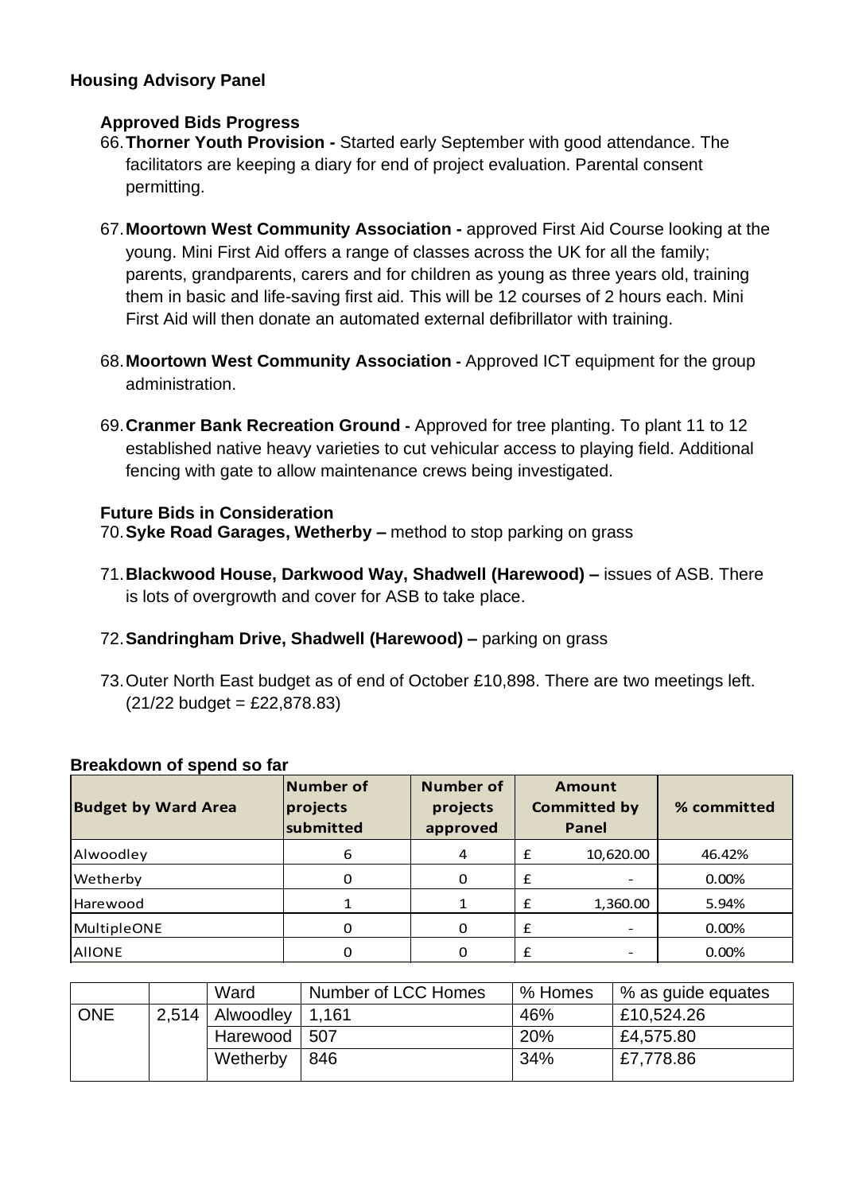**Housing Advisory Panel**

**Approved Bids Progress**

66. **Thorner Youth Provision -** Started early September with good attendance. The facilitators are keeping a diary for end of project evaluation. Parental consent permitting.

67. **Moortown West Community Association -** approved First Aid Course looking at the young. Mini First Aid offers a range of classes across the UK for all the family; parents, grandparents, carers and for children as young as three years old, training them in basic and life-saving first aid. This will be 12 courses of 2 hours each. Mini First Aid will then donate an automated external defibrillator with training.

68. **Moortown West Community Association -** Approved ICT equipment for the group administration.

69. **Cranmer Bank Recreation Ground -** Approved for tree planting. To plant 11 to 12 established native heavy varieties to cut vehicular access to playing field. Additional fencing with gate to allow maintenance crews being investigated.

**Future Bids in Consideration**

70. **Syke Road Garages, Wetherby –** method to stop parking on grass

71. **Blackwood House, Darkwood Way, Shadwell (Harewood) –** issues of ASB. There is lots of overgrowth and cover for ASB to take place.

72. **Sandringham Drive, Shadwell (Harewood) –** parking on grass

73. Outer North East budget as of end of October £10,898. There are two meetings left. (21/22 budget = £22,878.83)

**Breakdown of spend so far**

| Budget by Ward Area | Number of projects submitted | Number of projects approved | Amount Committed by Panel | % committed |
|---|---|---|---|---|
| Alwoodley | 6 | 4 | £ 10,620.00 | 46.42% |
| Wetherby | 0 | 0 | £ - | 0.00% |
| Harewood | 1 | 1 | £ 1,360.00 | 5.94% |
| MultipleONE | 0 | 0 | £ - | 0.00% |
| AllONE | 0 | 0 | £ - | 0.00% |

| | | Ward | Number of LCC Homes | % Homes | % as guide equates |
|---|---|---|---|---|---|
| ONE | 2,514 | Alwoodley | 1,161 | 46% | £10,524.26 |
| | | Harewood | 507 | 20% | £4,575.80 |
| | | Wetherby | 846 | 34% | £7,778.86 |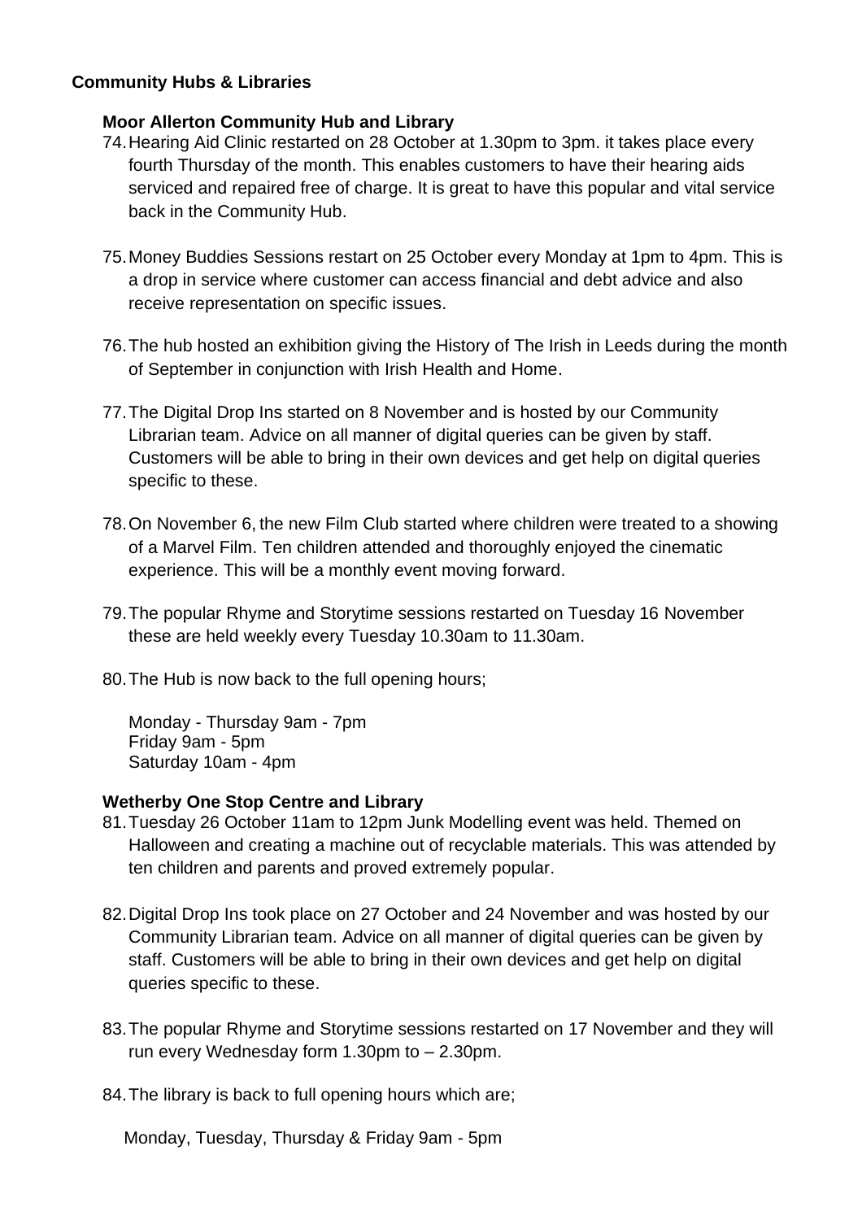**Community Hubs & Libraries**

**Moor Allerton Community Hub and Library**

74. Hearing Aid Clinic restarted on 28 October at 1.30pm to 3pm. it takes place every fourth Thursday of the month. This enables customers to have their hearing aids serviced and repaired free of charge. It is great to have this popular and vital service back in the Community Hub.

75. Money Buddies Sessions restart on 25 October every Monday at 1pm to 4pm. This is a drop in service where customer can access financial and debt advice and also receive representation on specific issues.

76. The hub hosted an exhibition giving the History of The Irish in Leeds during the month of September in conjunction with Irish Health and Home.

77. The Digital Drop Ins started on 8 November and is hosted by our Community Librarian team. Advice on all manner of digital queries can be given by staff. Customers will be able to bring in their own devices and get help on digital queries specific to these.

78. On November 6, the new Film Club started where children were treated to a showing of a Marvel Film. Ten children attended and thoroughly enjoyed the cinematic experience. This will be a monthly event moving forward.

79. The popular Rhyme and Storytime sessions restarted on Tuesday 16 November these are held weekly every Tuesday 10.30am to 11.30am.

80. The Hub is now back to the full opening hours;

    Monday - Thursday 9am - 7pm
    Friday 9am - 5pm
    Saturday 10am - 4pm

**Wetherby One Stop Centre and Library**

81. Tuesday 26 October 11am to 12pm Junk Modelling event was held. Themed on Halloween and creating a machine out of recyclable materials. This was attended by ten children and parents and proved extremely popular.

82. Digital Drop Ins took place on 27 October and 24 November and was hosted by our Community Librarian team. Advice on all manner of digital queries can be given by staff. Customers will be able to bring in their own devices and get help on digital queries specific to these.

83. The popular Rhyme and Storytime sessions restarted on 17 November and they will run every Wednesday form 1.30pm to – 2.30pm.

84. The library is back to full opening hours which are;

    Monday, Tuesday, Thursday & Friday 9am - 5pm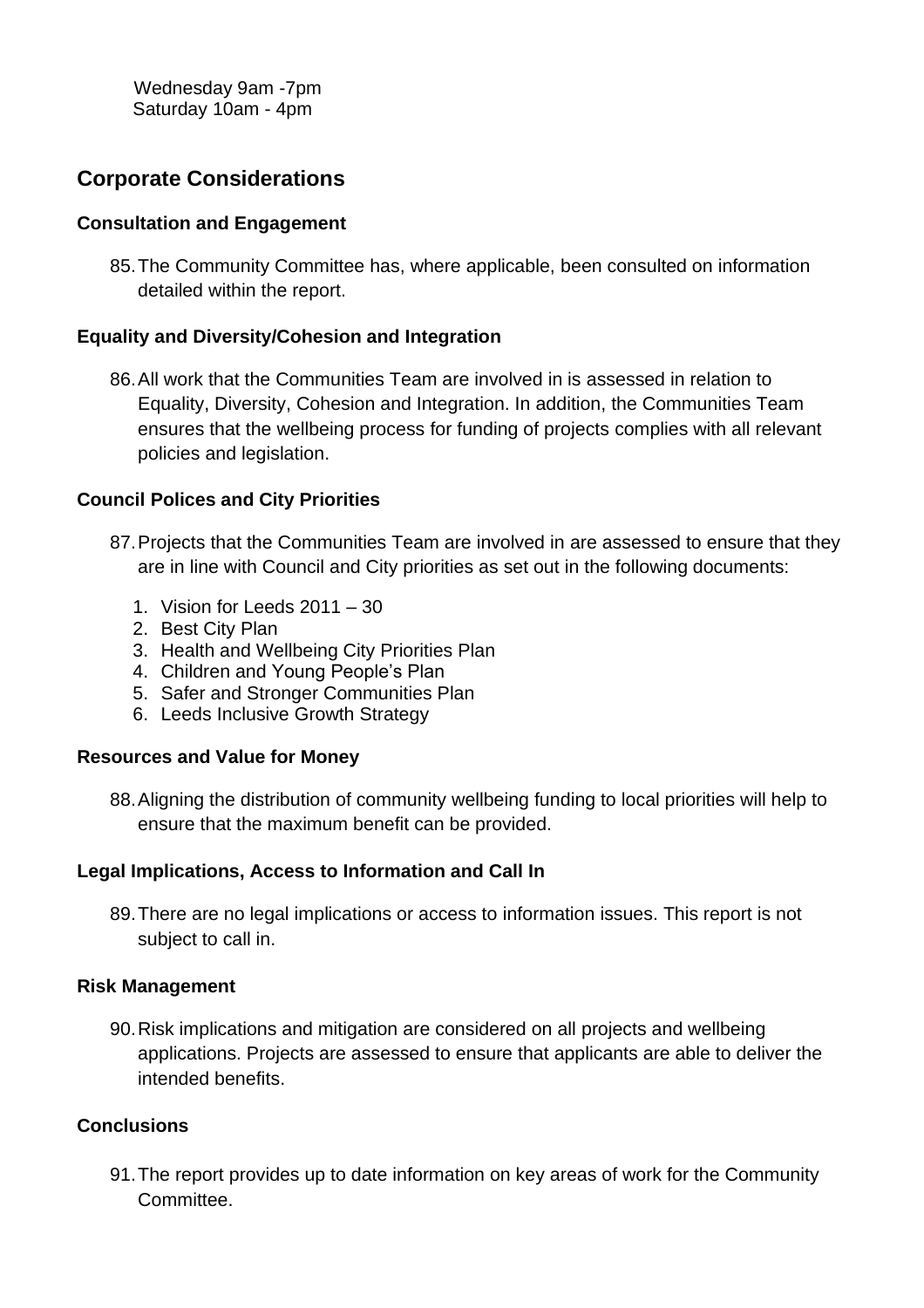Wednesday 9am -7pm
Saturday 10am - 4pm

## Corporate Considerations

### Consultation and Engagement

85. The Community Committee has, where applicable, been consulted on information detailed within the report.

### Equality and Diversity/Cohesion and Integration

86. All work that the Communities Team are involved in is assessed in relation to Equality, Diversity, Cohesion and Integration. In addition, the Communities Team ensures that the wellbeing process for funding of projects complies with all relevant policies and legislation.

### Council Polices and City Priorities

87. Projects that the Communities Team are involved in are assessed to ensure that they are in line with Council and City priorities as set out in the following documents:

    1. Vision for Leeds 2011 – 30
    2. Best City Plan
    3. Health and Wellbeing City Priorities Plan
    4. Children and Young People's Plan
    5. Safer and Stronger Communities Plan
    6. Leeds Inclusive Growth Strategy

### Resources and Value for Money

88. Aligning the distribution of community wellbeing funding to local priorities will help to ensure that the maximum benefit can be provided.

### Legal Implications, Access to Information and Call In

89. There are no legal implications or access to information issues. This report is not subject to call in.

### Risk Management

90. Risk implications and mitigation are considered on all projects and wellbeing applications. Projects are assessed to ensure that applicants are able to deliver the intended benefits.

### Conclusions

91. The report provides up to date information on key areas of work for the Community Committee.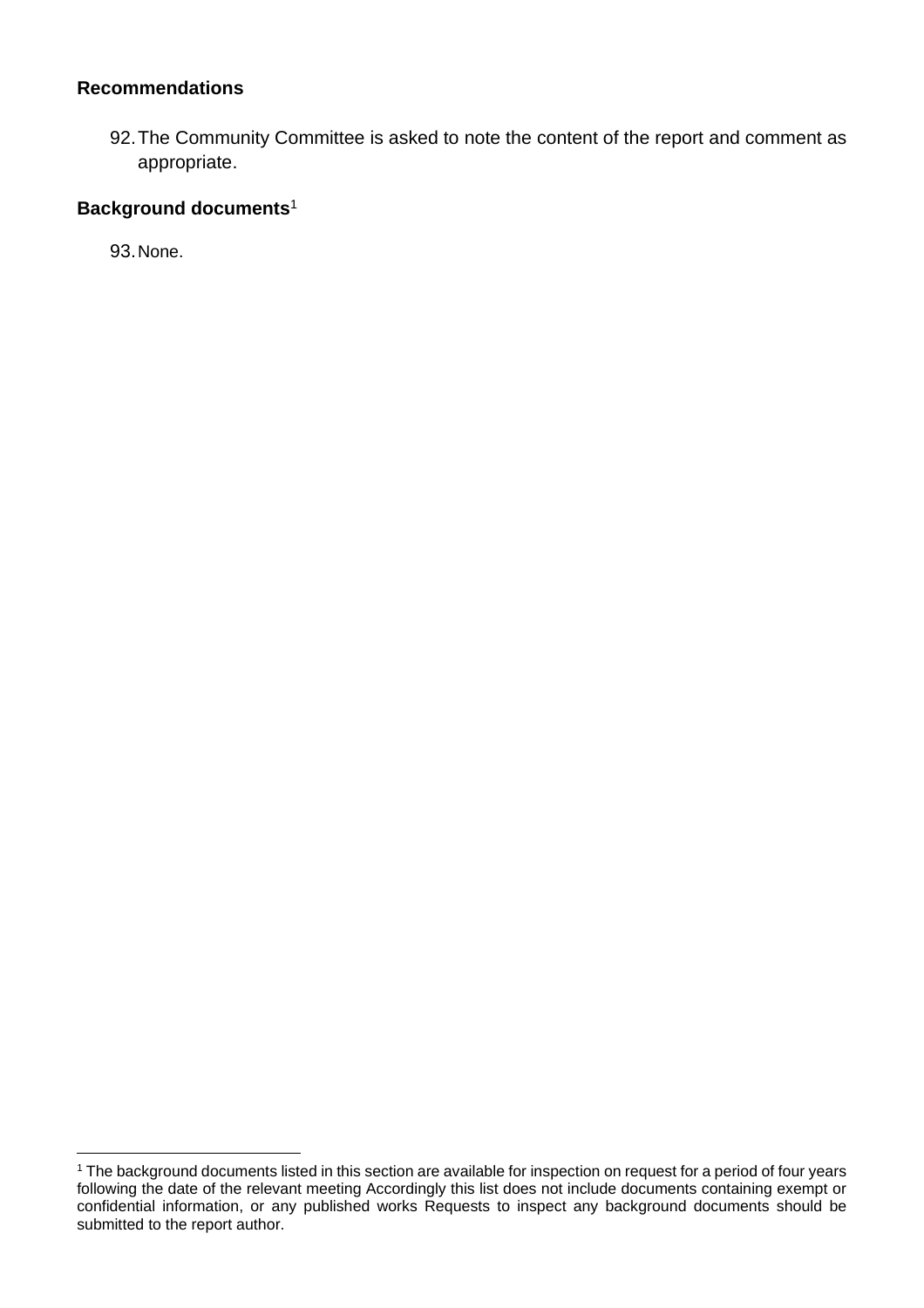## Recommendations

92. The Community Committee is asked to note the content of the report and comment as appropriate.

## Background documents[1]

93. None.

[1] The background documents listed in this section are available for inspection on request for a period of four years following the date of the relevant meeting Accordingly this list does not include documents containing exempt or confidential information, or any published works Requests to inspect any background documents should be submitted to the report author.